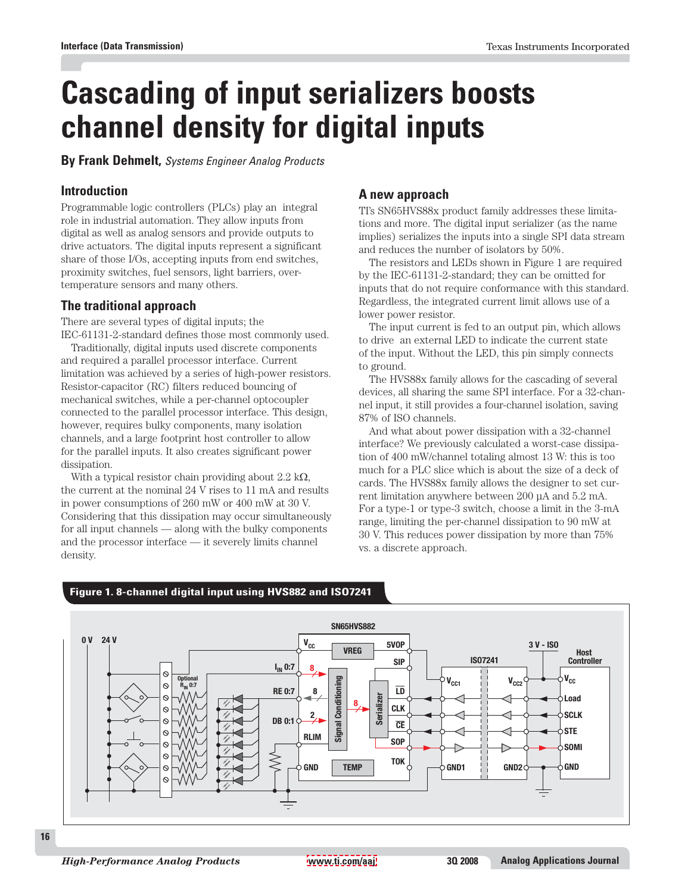# Cascading of input serializers boosts channel density for digital inputs

**By Frank Dehmelt,** *Systems Engineer Analog Products*

## Introduction

Programmable logic controllers (PLCs) play an integral role in industrial automation. They allow inputs from digital as well as analog sensors and provide outputs to drive actuators. The digital inputs represent a significant share of those I/Os, accepting inputs from end switches, proximity switches, fuel sensors, light barriers, over-temperature sensors and many others.

## The traditional approach

There are several types of digital inputs; the IEC-61131-2-standard defines those most commonly used.

Traditionally, digital inputs used discrete components and required a parallel processor interface. Current limitation was achieved by a series of high-power resistors. Resistor-capacitor (RC) filters reduced bouncing of mechanical switches, while a per-channel optocoupler connected to the parallel processor interface. This design, however, requires bulky components, many isolation channels, and a large footprint host controller to allow for the parallel inputs. It also creates significant power dissipation.

With a typical resistor chain providing about 2.2 kΩ, the current at the nominal 24 V rises to 11 mA and results in power consumptions of 260 mW or 400 mW at 30 V. Considering that this dissipation may occur simultaneously for all input channels — along with the bulky components and the processor interface — it severely limits channel density.

## A new approach

TI's SN65HVS88x product family addresses these limitations and more. The digital input serializer (as the name implies) serializes the inputs into a single SPI data stream and reduces the number of isolators by 50%.

The resistors and LEDs shown in Figure 1 are required by the IEC-61131-2-standard; they can be omitted for inputs that do not require conformance with this standard. Regardless, the integrated current limit allows use of a lower power resistor.

The input current is fed to an output pin, which allows to drive an external LED to indicate the current state of the input. Without the LED, this pin simply connects to ground.

The HVS88x family allows for the cascading of several devices, all sharing the same SPI interface. For a 32-channel input, it still provides a four-channel isolation, saving 87% of ISO channels.

And what about power dissipation with a 32-channel interface? We previously calculated a worst-case dissipation of 400 mW/channel totaling almost 13 W: this is too much for a PLC slice which is about the size of a deck of cards. The HVS88x family allows the designer to set current limitation anywhere between 200 µA and 5.2 mA. For a type-1 or type-3 switch, choose a limit in the 3-mA range, limiting the per-channel dissipation to 90 mW at 30 V. This reduces power dissipation by more than 75% vs. a discrete approach.

**Figure 1. 8-channel digital input using HVS882 and ISO7241**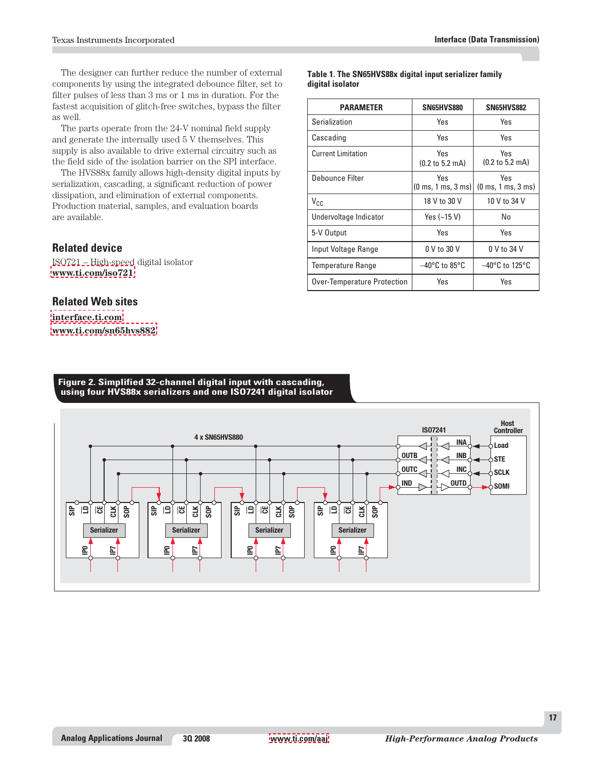The designer can further reduce the number of external components by using the integrated debounce filter, set to filter pulses of less than 3 ms or 1 ms in duration. For the fastest acquisition of glitch-free switches, bypass the filter as well.

The parts operate from the 24-V nominal field supply and generate the internally used 5 V themselves. This supply is also available to drive external circuitry such as the field side of the isolation barrier on the SPI interface.

The HVS88x family allows high-density digital inputs by serialization, cascading, a significant reduction of power dissipation, and elimination of external components. Production material, samples, and evaluation boards are available.

## Related device

ISO721 – High-speed digital isolator
www.ti.com/iso721

## Related Web sites

interface.ti.com
www.ti.com/sn65hvs882

**Table 1. The SN65HVS88x digital input serializer family digital isolator**

| PARAMETER | SN65HVS880 | SN65HVS882 |
|---|---|---|
| Serialization | Yes | Yes |
| Cascading | Yes | Yes |
| Current Limitation | Yes (0.2 to 5.2 mA) | Yes (0.2 to 5.2 mA) |
| Debounce Filter | Yes (0 ms, 1 ms, 3 ms) | Yes (0 ms, 1 ms, 3 ms) |
| $V_{CC}$ | 18 V to 30 V | 10 V to 34 V |
| Undervoltage Indicator | Yes (~15 V) | No |
| 5-V Output | Yes | Yes |
| Input Voltage Range | 0 V to 30 V | 0 V to 34 V |
| Temperature Range | –40°C to 85°C | –40°C to 125°C |
| Over-Temperature Protection | Yes | Yes |

**Figure 2. Simplified 32-channel digital input with cascading, using four HVS88x serializers and one ISO7241 digital isolator**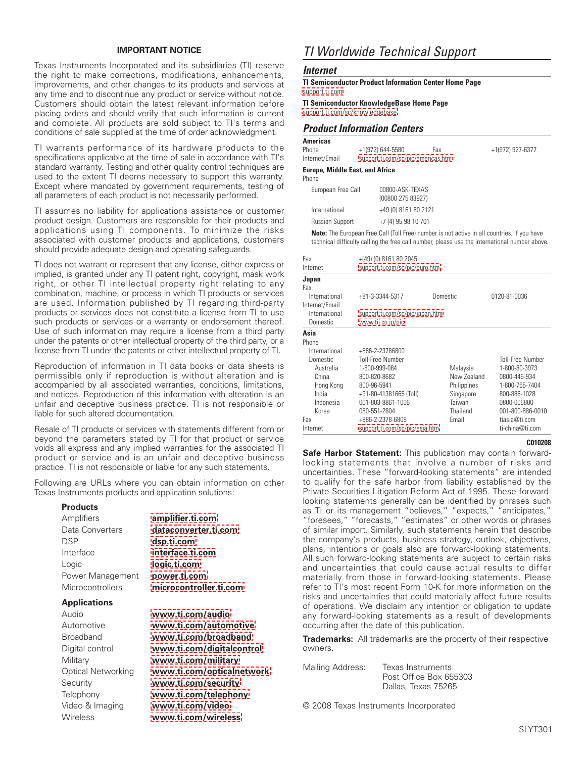## IMPORTANT NOTICE

Texas Instruments Incorporated and its subsidiaries (TI) reserve the right to make corrections, modifications, enhancements, improvements, and other changes to its products and services at any time and to discontinue any product or service without notice. Customers should obtain the latest relevant information before placing orders and should verify that such information is current and complete. All products are sold subject to TI's terms and conditions of sale supplied at the time of order acknowledgment.

TI warrants performance of its hardware products to the specifications applicable at the time of sale in accordance with TI's standard warranty. Testing and other quality control techniques are used to the extent TI deems necessary to support this warranty. Except where mandated by government requirements, testing of all parameters of each product is not necessarily performed.

TI assumes no liability for applications assistance or customer product design. Customers are responsible for their products and applications using TI components. To minimize the risks associated with customer products and applications, customers should provide adequate design and operating safeguards.

TI does not warrant or represent that any license, either express or implied, is granted under any TI patent right, copyright, mask work right, or other TI intellectual property right relating to any combination, machine, or process in which TI products or services are used. Information published by TI regarding third-party products or services does not constitute a license from TI to use such products or services or a warranty or endorsement thereof. Use of such information may require a license from a third party under the patents or other intellectual property of the third party, or a license from TI under the patents or other intellectual property of TI.

Reproduction of information in TI data books or data sheets is permissible only if reproduction is without alteration and is accompanied by all associated warranties, conditions, limitations, and notices. Reproduction of this information with alteration is an unfair and deceptive business practice. TI is not responsible or liable for such altered documentation.

Resale of TI products or services with statements different from or beyond the parameters stated by TI for that product or service voids all express and any implied warranties for the associated TI product or service and is an unfair and deceptive business practice. TI is not responsible or liable for any such statements.

Following are URLs where you can obtain information on other Texas Instruments products and application solutions:

| **Products** | |
|---|---|
| Amplifiers | amplifier.ti.com |
| Data Converters | dataconverter.ti.com |
| DSP | dsp.ti.com |
| Interface | interface.ti.com |
| Logic | logic.ti.com |
| Power Management | power.ti.com |
| Microcontrollers | microcontroller.ti.com |

| **Applications** | |
|---|---|
| Audio | www.ti.com/audio |
| Automotive | www.ti.com/automotive |
| Broadband | www.ti.com/broadband |
| Digital control | www.ti.com/digitalcontrol |
| Military | www.ti.com/military |
| Optical Networking | www.ti.com/opticalnetwork |
| Security | www.ti.com/security |
| Telephony | www.ti.com/telephony |
| Video & Imaging | www.ti.com/video |
| Wireless | www.ti.com/wireless |

## *TI Worldwide Technical Support*

### *Internet*

**TI Semiconductor Product Information Center Home Page**
support.ti.com

**TI Semiconductor KnowledgeBase Home Page**
support.ti.com/sc/knowledgebase

### *Product Information Centers*

**Americas**

| | | | |
|---|---|---|---|
| Phone | +1(972) 644-5580 | Fax | +1(972) 927-6377 |
| Internet/Email | support.ti.com/sc/pic/americas.htm | | |

**Europe, Middle East, and Africa**

Phone

| | |
|---|---|
| European Free Call | 00800-ASK-TEXAS (00800 275 83927) |
| International | +49 (0) 8161 80 2121 |
| Russian Support | +7 (4) 95 98 10 701 |

**Note:** The European Free Call (Toll Free) number is not active in all countries. If you have technical difficulty calling the free call number, please use the international number above.

| | |
|---|---|
| Fax | +(49) (0) 8161 80 2045 |
| Internet | support.ti.com/sc/pic/euro.htm |

**Japan**

| | | | |
|---|---|---|---|
| Fax | | | |
| International | +81-3-3344-5317 | Domestic | 0120-81-0036 |
| Internet/Email | | | |
| International | support.ti.com/sc/pic/japan.htm | | |
| Domestic | www.tij.co.jp/pic | | |

**Asia**

| | | | |
|---|---|---|---|
| Phone | | | |
| International | +886-2-23786800 | | |
| Domestic | Toll-Free Number | | Toll-Free Number |
| Australia | 1-800-999-084 | Malaysia | 1-800-80-3973 |
| China | 800-820-8682 | New Zealand | 0800-446-934 |
| Hong Kong | 800-96-5941 | Philippines | 1-800-765-7404 |
| India | +91-80-41381665 (Toll) | Singapore | 800-886-1028 |
| Indonesia | 001-803-8861-1006 | Taiwan | 0800-006800 |
| Korea | 080-551-2804 | Thailand | 001-800-886-0010 |
| Fax | +886-2-2378-6808 | Email | tiasia@ti.com |
| Internet | support.ti.com/sc/pic/asia.htm | | ti-china@ti.com |

**C010208**

**Safe Harbor Statement:** This publication may contain forward-looking statements that involve a number of risks and uncertainties. These "forward-looking statements" are intended to qualify for the safe harbor from liability established by the Private Securities Litigation Reform Act of 1995. These forward-looking statements generally can be identified by phrases such as TI or its management "believes," "expects," "anticipates," "foresees," "forecasts," "estimates" or other words or phrases of similar import. Similarly, such statements herein that describe the company's products, business strategy, outlook, objectives, plans, intentions or goals also are forward-looking statements. All such forward-looking statements are subject to certain risks and uncertainties that could cause actual results to differ materially from those in forward-looking statements. Please refer to TI's most recent Form 10-K for more information on the risks and uncertainties that could materially affect future results of operations. We disclaim any intention or obligation to update any forward-looking statements as a result of developments occurring after the date of this publication.

**Trademarks:** All trademarks are the property of their respective owners.

Mailing Address: Texas Instruments
Post Office Box 655303
Dallas, Texas 75265

© 2008 Texas Instruments Incorporated

SLYT301